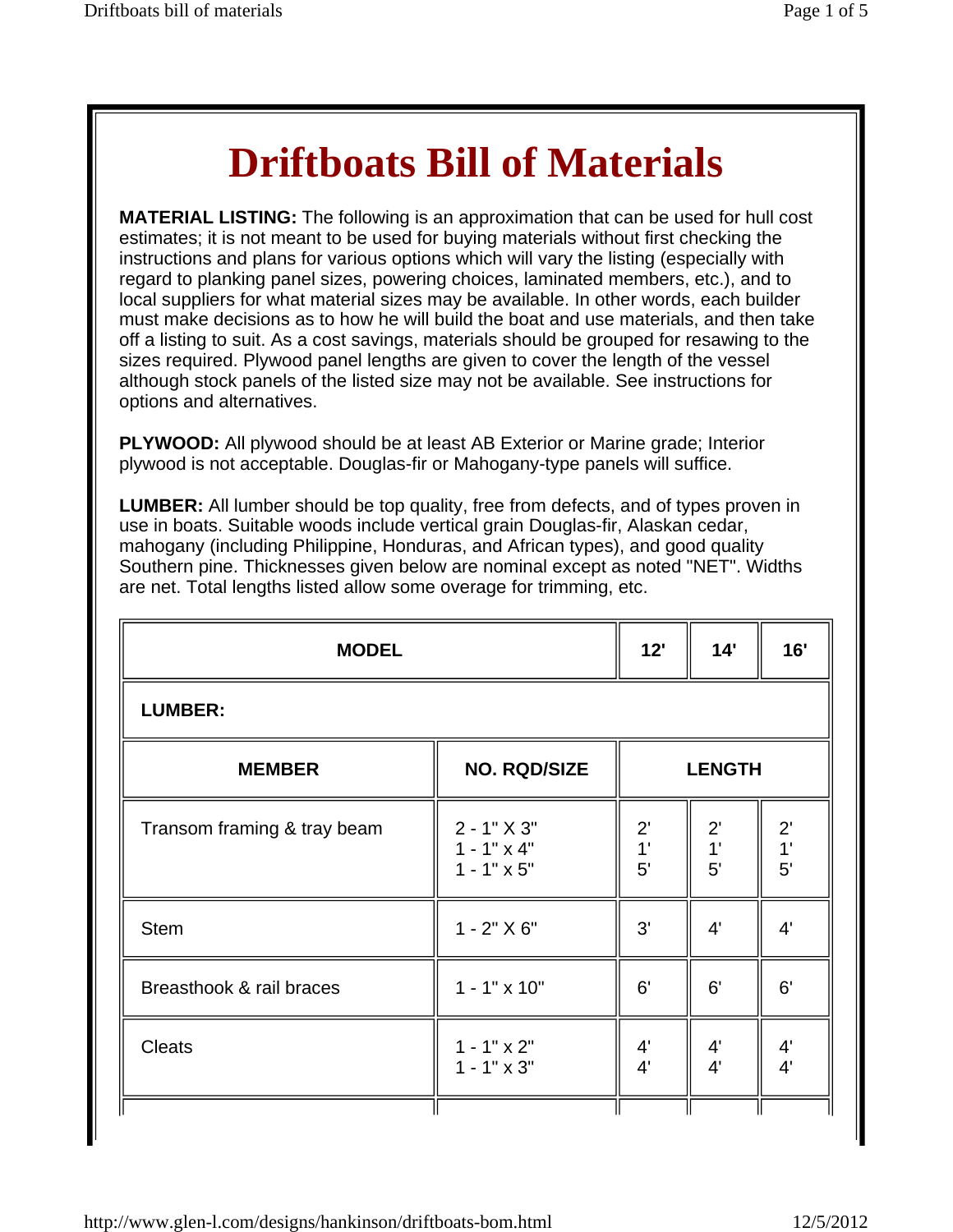# Driftboats Bill of Materials

**MATERIAL LISTING:** The following is an approximation that can be used for hull cost estimates; it is not meant to be used for buying materials without first checking the instructions and plans for various options which will vary the listing (especially with regard to planking panel sizes, powering choices, laminated members, etc.), and to local suppliers for what material sizes may be available. In other words, each builder must make decisions as to how he will build the boat and use materials, and then take off a listing to suit. As a cost savings, materials should be grouped for resawing to the sizes required. Plywood panel lengths are given to cover the length of the vessel although stock panels of the listed size may not be available. See instructions for options and alternatives.

**PLYWOOD:** All plywood should be at least AB Exterior or Marine grade; Interior plywood is not acceptable. Douglas-fir or Mahogany-type panels will suffice.

**LUMBER:** All lumber should be top quality, free from defects, and of types proven in use in boats. Suitable woods include vertical grain Douglas-fir, Alaskan cedar, mahogany (including Philippine, Honduras, and African types), and good quality Southern pine. Thicknesses given below are nominal except as noted "NET". Widths are net. Total lengths listed allow some overage for trimming, etc.

| MODEL | | 12' | 14' | 16' |
|---|---|---|---|---|
| **LUMBER:** | | | | |
| **MEMBER** | **NO. RQD/SIZE** | **LENGTH** | | |
| Transom framing & tray beam | 2 - 1" X 3"<br>1 - 1" x 4"<br>1 - 1" x 5" | 2'<br>1'<br>5' | 2'<br>1'<br>5' | 2'<br>1'<br>5' |
| Stem | 1 - 2" X 6" | 3' | 4' | 4' |
| Breasthook & rail braces | 1 - 1" x 10" | 6' | 6' | 6' |
| Cleats | 1 - 1" x 2"<br>1 - 1" x 3" | 4'<br>4' | 4'<br>4' | 4'<br>4' |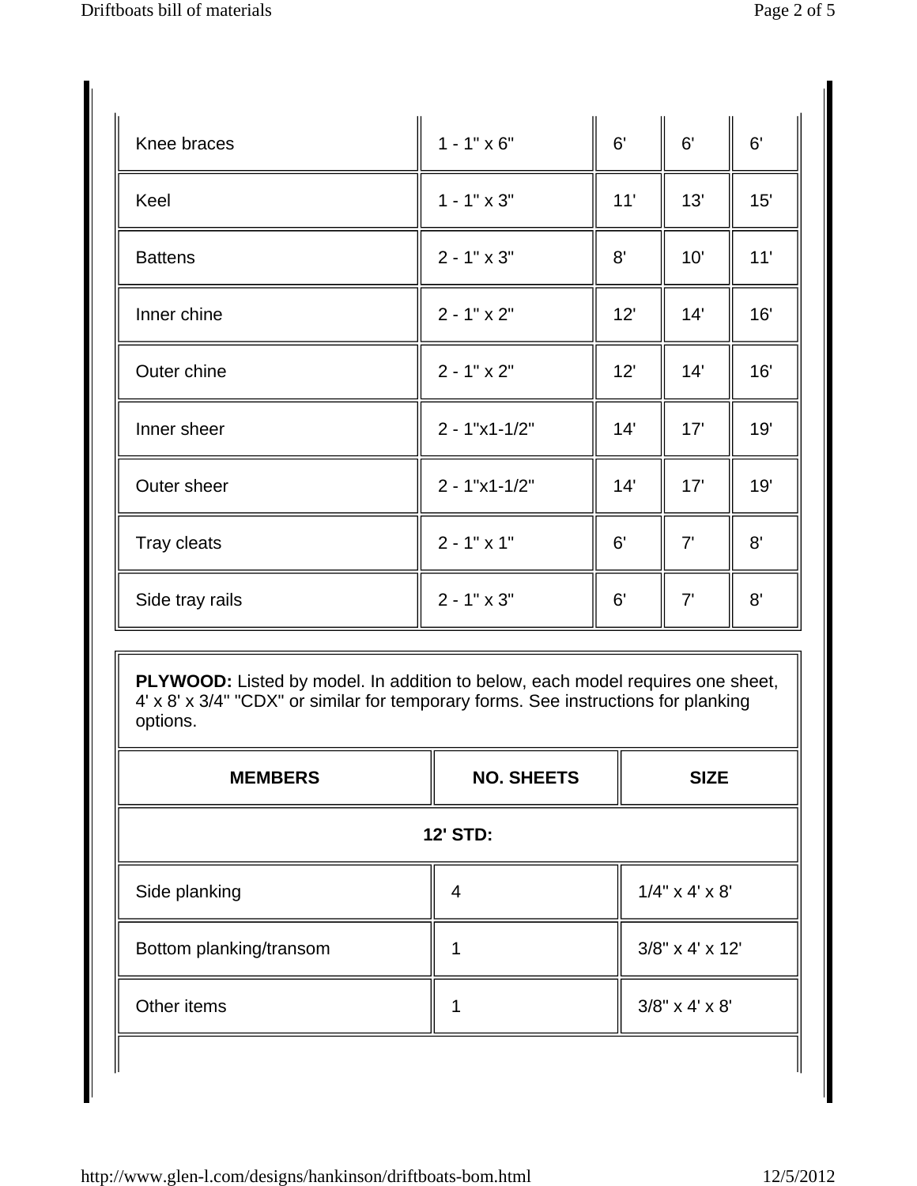| | | | | |
|---|---|---|---|---|
| Knee braces | 1 - 1" x 6" | 6' | 6' | 6' |
| Keel | 1 - 1" x 3" | 11' | 13' | 15' |
| Battens | 2 - 1" x 3" | 8' | 10' | 11' |
| Inner chine | 2 - 1" x 2" | 12' | 14' | 16' |
| Outer chine | 2 - 1" x 2" | 12' | 14' | 16' |
| Inner sheer | 2 - 1"x1-1/2" | 14' | 17' | 19' |
| Outer sheer | 2 - 1"x1-1/2" | 14' | 17' | 19' |
| Tray cleats | 2 - 1" x 1" | 6' | 7' | 8' |
| Side tray rails | 2 - 1" x 3" | 6' | 7' | 8' |

**PLYWOOD:** Listed by model. In addition to below, each model requires one sheet, 4' x 8' x 3/4" "CDX" or similar for temporary forms. See instructions for planking options.

| MEMBERS | NO. SHEETS | SIZE |
|---|---|---|
| **12' STD:** | | |
| Side planking | 4 | 1/4" x 4' x 8' |
| Bottom planking/transom | 1 | 3/8" x 4' x 12' |
| Other items | 1 | 3/8" x 4' x 8' |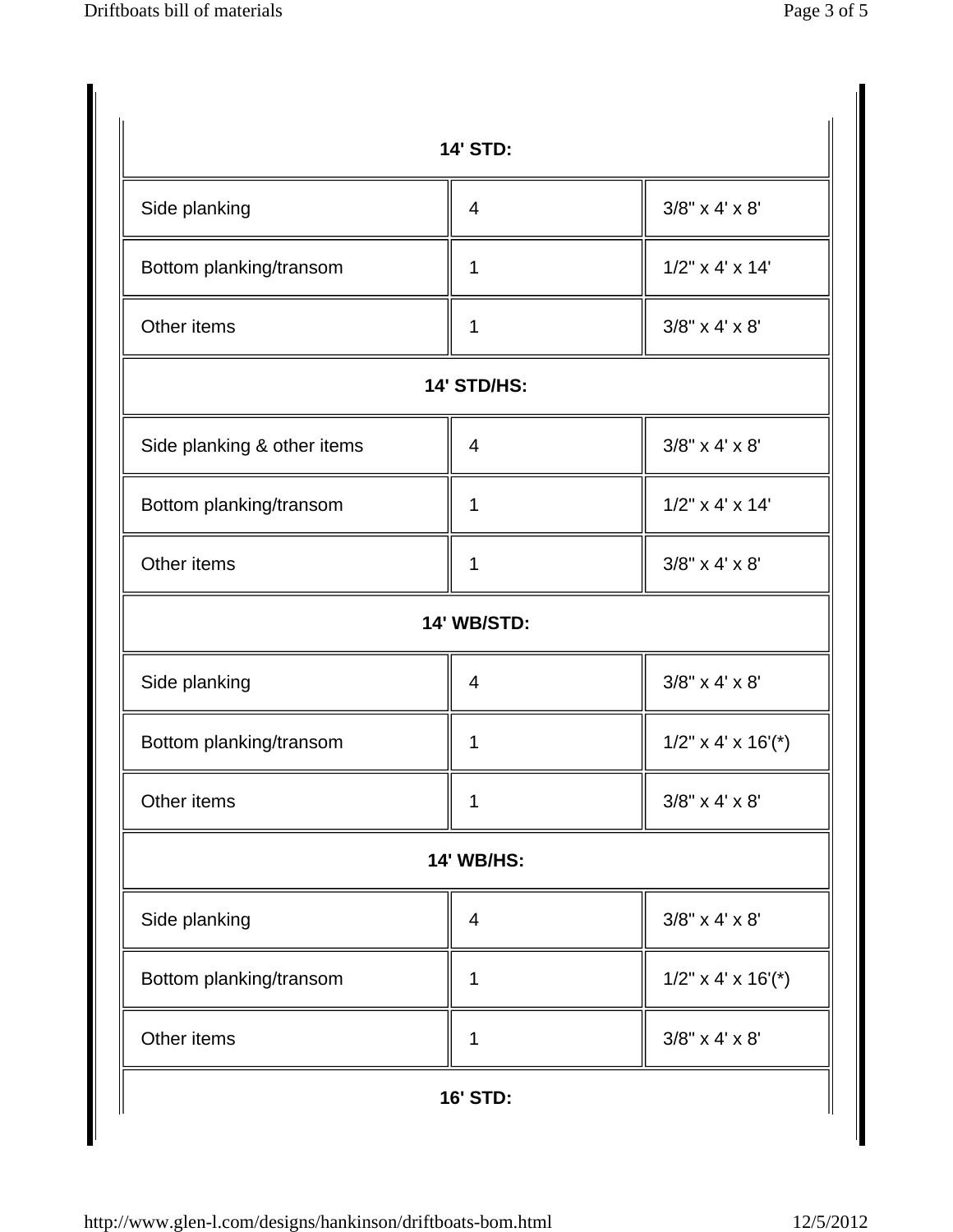| 14' STD: | | |
| --- | --- | --- |
| Side planking | 4 | 3/8" x 4' x 8' |
| Bottom planking/transom | 1 | 1/2" x 4' x 14' |
| Other items | 1 | 3/8" x 4' x 8' |
| **14' STD/HS:** | | |
| Side planking & other items | 4 | 3/8" x 4' x 8' |
| Bottom planking/transom | 1 | 1/2" x 4' x 14' |
| Other items | 1 | 3/8" x 4' x 8' |
| **14' WB/STD:** | | |
| Side planking | 4 | 3/8" x 4' x 8' |
| Bottom planking/transom | 1 | 1/2" x 4' x 16'(*) |
| Other items | 1 | 3/8" x 4' x 8' |
| **14' WB/HS:** | | |
| Side planking | 4 | 3/8" x 4' x 8' |
| Bottom planking/transom | 1 | 1/2" x 4' x 16'(*) |
| Other items | 1 | 3/8" x 4' x 8' |
| **16' STD:** | | |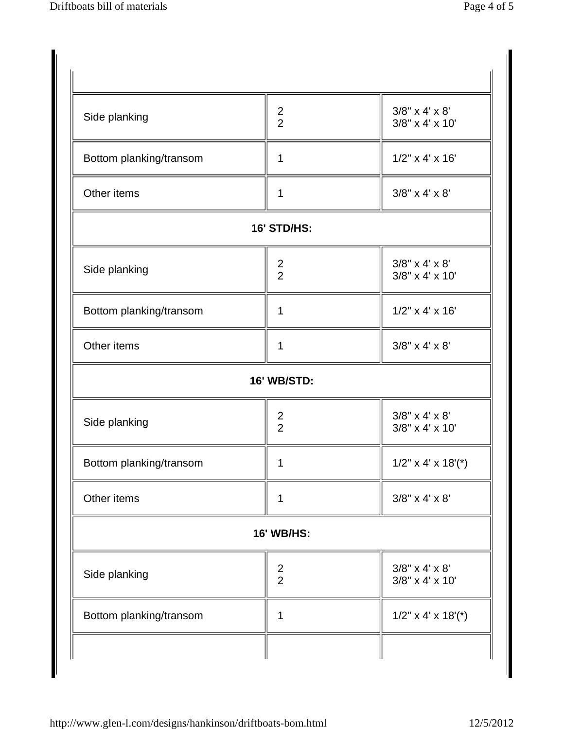| | | |
|---|---|---|
| Side planking | 2<br>2 | 3/8" x 4' x 8'<br>3/8" x 4' x 10' |
| Bottom planking/transom | 1 | 1/2" x 4' x 16' |
| Other items | 1 | 3/8" x 4' x 8' |
| **16' STD/HS:** | | |
| Side planking | 2<br>2 | 3/8" x 4' x 8'<br>3/8" x 4' x 10' |
| Bottom planking/transom | 1 | 1/2" x 4' x 16' |
| Other items | 1 | 3/8" x 4' x 8' |
| **16' WB/STD:** | | |
| Side planking | 2<br>2 | 3/8" x 4' x 8'<br>3/8" x 4' x 10' |
| Bottom planking/transom | 1 | 1/2" x 4' x 18'(*) |
| Other items | 1 | 3/8" x 4' x 8' |
| **16' WB/HS:** | | |
| Side planking | 2<br>2 | 3/8" x 4' x 8'<br>3/8" x 4' x 10' |
| Bottom planking/transom | 1 | 1/2" x 4' x 18'(*) |
| | | |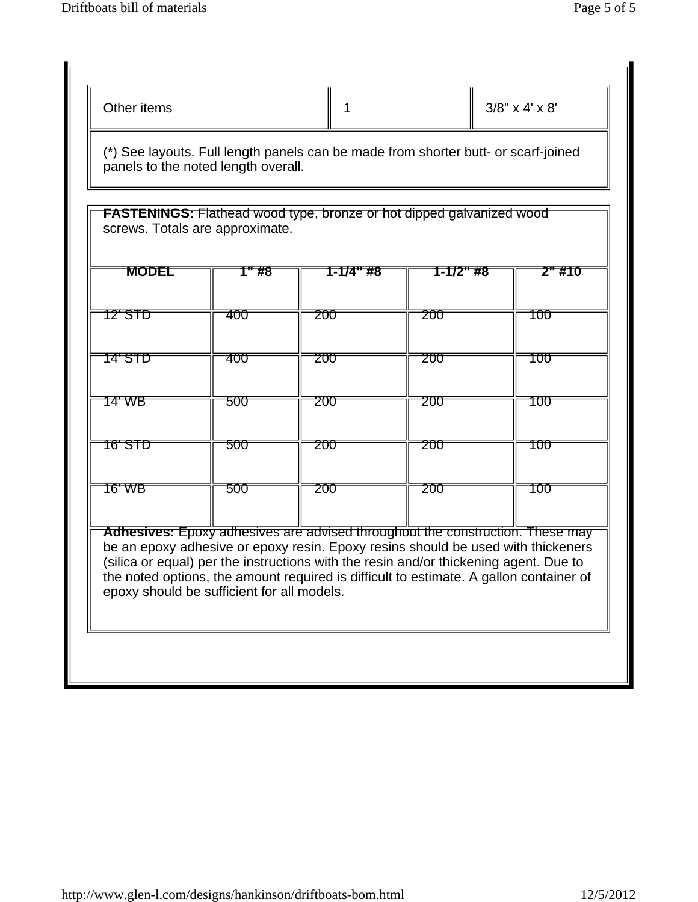| | | |
|---|---|---|
| Other items | 1 | 3/8" x 4' x 8' |

(*) See layouts. Full length panels can be made from shorter butt- or scarf-joined panels to the noted length overall.

**FASTENINGS:** Flathead wood type, bronze or hot dipped galvanized wood screws. Totals are approximate.

| MODEL | 1" #8 | 1-1/4" #8 | 1-1/2" #8 | 2" #10 |
|---|---|---|---|---|
| 12' STD | 400 | 200 | 200 | 100 |
| 14' STD | 400 | 200 | 200 | 100 |
| 14' WB | 500 | 200 | 200 | 100 |
| 16' STD | 500 | 200 | 200 | 100 |
| 16' WB | 500 | 200 | 200 | 100 |

**Adhesives:** Epoxy adhesives are advised throughout the construction. These may be an epoxy adhesive or epoxy resin. Epoxy resins should be used with thickeners (silica or equal) per the instructions with the resin and/or thickening agent. Due to the noted options, the amount required is difficult to estimate. A gallon container of epoxy should be sufficient for all models.